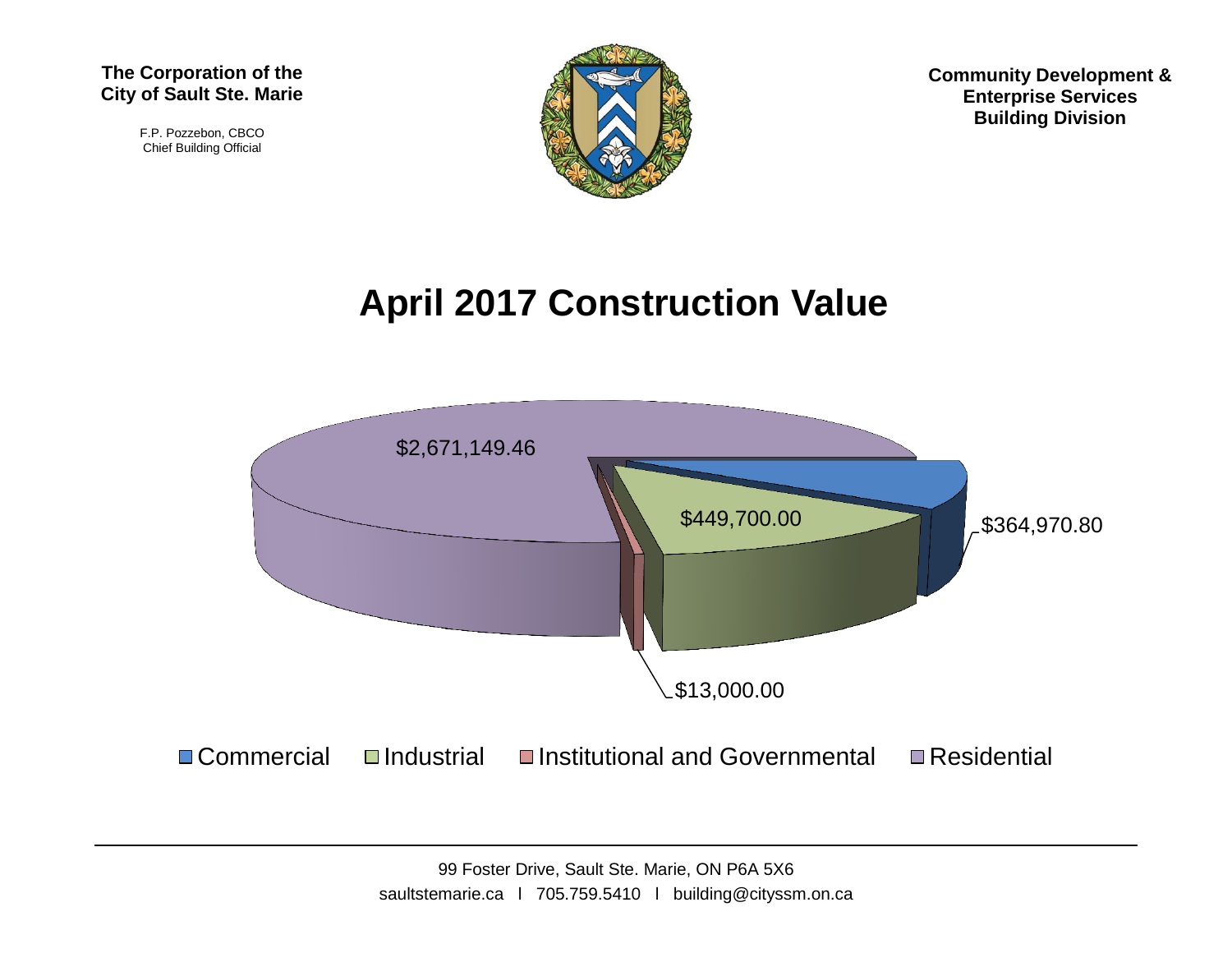**The Corporation of the City of Sault Ste. Marie**

F.P. Pozzebon, CBCO
Chief Building Official

**Community Development & Enterprise Services Building Division**

# April 2017 Construction Value

| Category | Value |
| --- | --- |
| Commercial | $364,970.80 |
| Industrial | $449,700.00 |
| Institutional and Governmental | $13,000.00 |
| Residential | $2,671,149.46 |

99 Foster Drive, Sault Ste. Marie, ON P6A 5X6

saultstemarie.ca | 705.759.5410 | building@cityssm.on.ca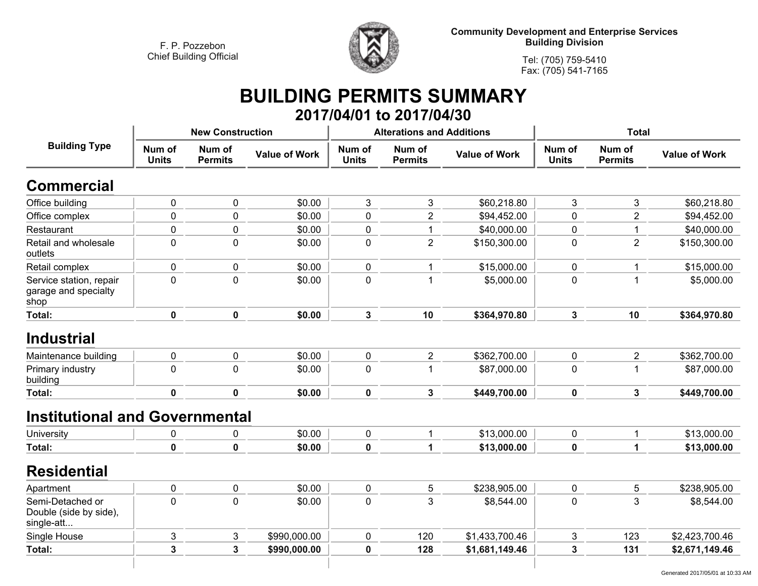F. P. Pozzebon
Chief Building Official

Community Development and Enterprise Services
Building Division

Tel: (705) 759-5410
Fax: (705) 541-7165

# BUILDING PERMITS SUMMARY

## 2017/04/01 to 2017/04/30

| Building Type | New Construction | | | Alterations and Additions | | | Total | | |
|---|---|---|---|---|---|---|---|---|---|
| | Num of Units | Num of Permits | Value of Work | Num of Units | Num of Permits | Value of Work | Num of Units | Num of Permits | Value of Work |
| **Commercial** | | | | | | | | | |
| Office building | 0 | 0 | $0.00 | 3 | 3 | $60,218.80 | 3 | 3 | $60,218.80 |
| Office complex | 0 | 0 | $0.00 | 0 | 2 | $94,452.00 | 0 | 2 | $94,452.00 |
| Restaurant | 0 | 0 | $0.00 | 0 | 1 | $40,000.00 | 0 | 1 | $40,000.00 |
| Retail and wholesale outlets | 0 | 0 | $0.00 | 0 | 2 | $150,300.00 | 0 | 2 | $150,300.00 |
| Retail complex | 0 | 0 | $0.00 | 0 | 1 | $15,000.00 | 0 | 1 | $15,000.00 |
| Service station, repair garage and specialty shop | 0 | 0 | $0.00 | 0 | 1 | $5,000.00 | 0 | 1 | $5,000.00 |
| **Total:** | **0** | **0** | **$0.00** | **3** | **10** | **$364,970.80** | **3** | **10** | **$364,970.80** |
| **Industrial** | | | | | | | | | |
| Maintenance building | 0 | 0 | $0.00 | 0 | 2 | $362,700.00 | 0 | 2 | $362,700.00 |
| Primary industry building | 0 | 0 | $0.00 | 0 | 1 | $87,000.00 | 0 | 1 | $87,000.00 |
| **Total:** | **0** | **0** | **$0.00** | **0** | **3** | **$449,700.00** | **0** | **3** | **$449,700.00** |
| **Institutional and Governmental** | | | | | | | | | |
| University | 0 | 0 | $0.00 | 0 | 1 | $13,000.00 | 0 | 1 | $13,000.00 |
| **Total:** | **0** | **0** | **$0.00** | **0** | **1** | **$13,000.00** | **0** | **1** | **$13,000.00** |
| **Residential** | | | | | | | | | |
| Apartment | 0 | 0 | $0.00 | 0 | 5 | $238,905.00 | 0 | 5 | $238,905.00 |
| Semi-Detached or Double (side by side), single-att... | 0 | 0 | $0.00 | 0 | 3 | $8,544.00 | 0 | 3 | $8,544.00 |
| Single House | 3 | 3 | $990,000.00 | 0 | 120 | $1,433,700.46 | 3 | 123 | $2,423,700.46 |
| **Total:** | **3** | **3** | **$990,000.00** | **0** | **128** | **$1,681,149.46** | **3** | **131** | **$2,671,149.46** |

Generated 2017/05/01 at 10:33 AM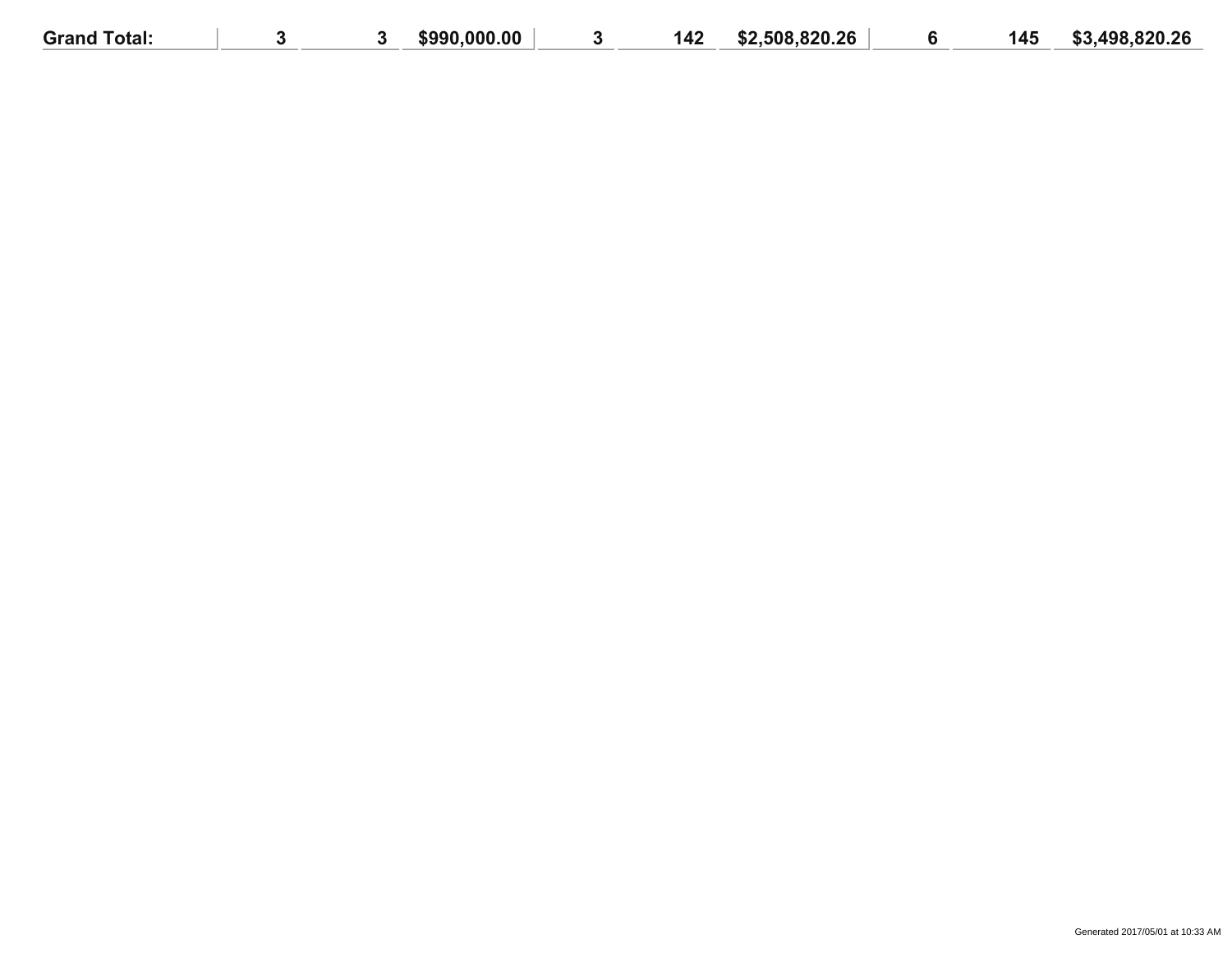| Grand Total: | 3 | 3 | $990,000.00 | 3 | 142 | $2,508,820.26 | 6 | 145 | $3,498,820.26 |
|---|---|---|---|---|---|---|---|---|---|

Generated 2017/05/01 at 10:33 AM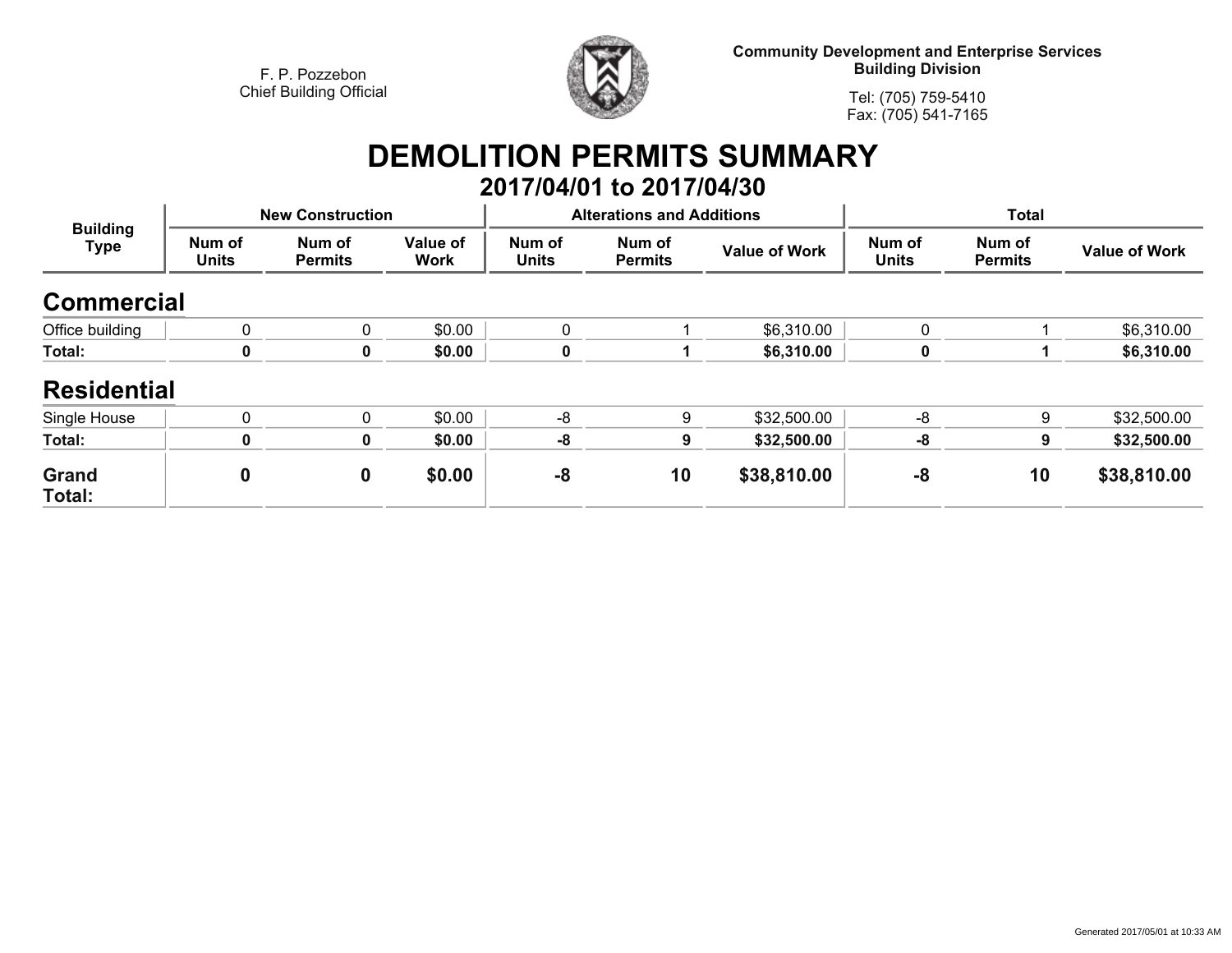F. P. Pozzebon
Chief Building Official

**Community Development and Enterprise Services**
**Building Division**

Tel: (705) 759-5410
Fax: (705) 541-7165

# DEMOLITION PERMITS SUMMARY

## 2017/04/01 to 2017/04/30

| Building Type | New Construction | | | Alterations and Additions | | | Total | | |
|---|---|---|---|---|---|---|---|---|---|
| | Num of Units | Num of Permits | Value of Work | Num of Units | Num of Permits | Value of Work | Num of Units | Num of Permits | Value of Work |
| **Commercial** | | | | | | | | | |
| Office building | 0 | 0 | $0.00 | 0 | 1 | $6,310.00 | 0 | 1 | $6,310.00 |
| **Total:** | **0** | **0** | **$0.00** | **0** | **1** | **$6,310.00** | **0** | **1** | **$6,310.00** |
| **Residential** | | | | | | | | | |
| Single House | 0 | 0 | $0.00 | -8 | 9 | $32,500.00 | -8 | 9 | $32,500.00 |
| **Total:** | **0** | **0** | **$0.00** | **-8** | **9** | **$32,500.00** | **-8** | **9** | **$32,500.00** |
| **Grand Total:** | **0** | **0** | **$0.00** | **-8** | **10** | **$38,810.00** | **-8** | **10** | **$38,810.00** |

Generated 2017/05/01 at 10:33 AM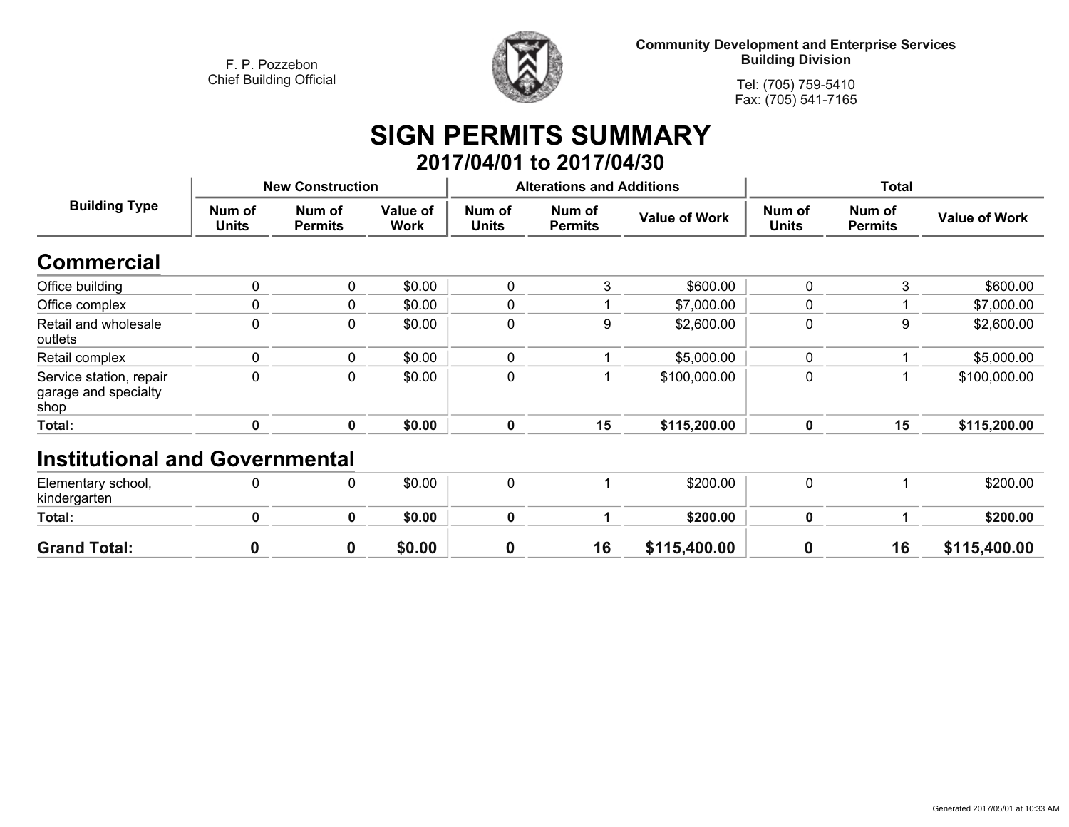F. P. Pozzebon
Chief Building Official

Community Development and Enterprise Services
Building Division

Tel: (705) 759-5410
Fax: (705) 541-7165

# SIGN PERMITS SUMMARY

## 2017/04/01 to 2017/04/30

| Building Type | New Construction | | | Alterations and Additions | | | Total | | |
|---|---|---|---|---|---|---|---|---|---|
| | Num of Units | Num of Permits | Value of Work | Num of Units | Num of Permits | Value of Work | Num of Units | Num of Permits | Value of Work |
| **Commercial** | | | | | | | | | |
| Office building | 0 | 0 | $0.00 | 0 | 3 | $600.00 | 0 | 3 | $600.00 |
| Office complex | 0 | 0 | $0.00 | 0 | 1 | $7,000.00 | 0 | 1 | $7,000.00 |
| Retail and wholesale outlets | 0 | 0 | $0.00 | 0 | 9 | $2,600.00 | 0 | 9 | $2,600.00 |
| Retail complex | 0 | 0 | $0.00 | 0 | 1 | $5,000.00 | 0 | 1 | $5,000.00 |
| Service station, repair garage and specialty shop | 0 | 0 | $0.00 | 0 | 1 | $100,000.00 | 0 | 1 | $100,000.00 |
| **Total:** | **0** | **0** | **$0.00** | **0** | **15** | **$115,200.00** | **0** | **15** | **$115,200.00** |
| **Institutional and Governmental** | | | | | | | | | |
| Elementary school, kindergarten | 0 | 0 | $0.00 | 0 | 1 | $200.00 | 0 | 1 | $200.00 |
| **Total:** | **0** | **0** | **$0.00** | **0** | **1** | **$200.00** | **0** | **1** | **$200.00** |
| **Grand Total:** | **0** | **0** | **$0.00** | **0** | **16** | **$115,400.00** | **0** | **16** | **$115,400.00** |

Generated 2017/05/01 at 10:33 AM